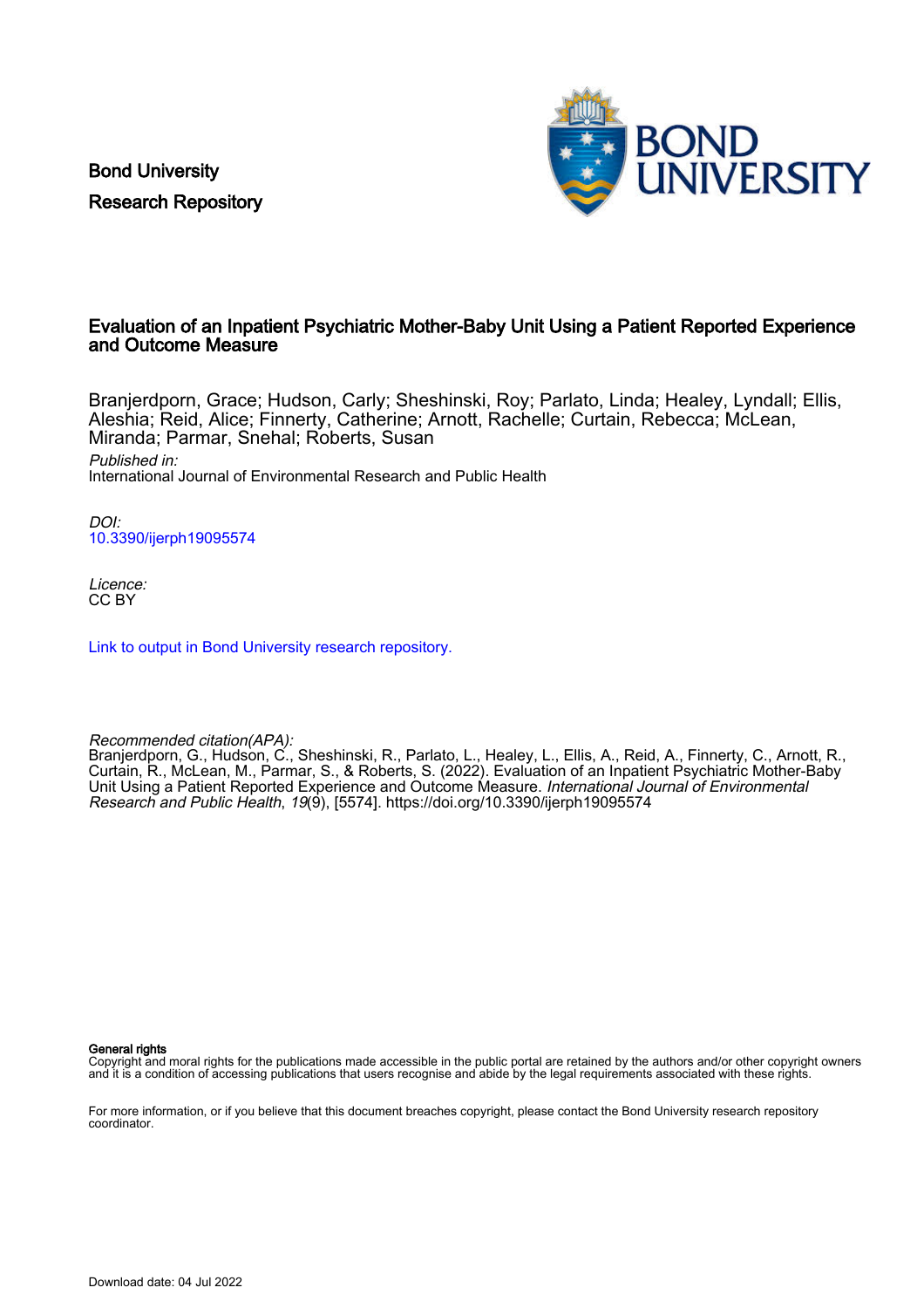Bond University
Research Repository

# Evaluation of an Inpatient Psychiatric Mother-Baby Unit Using a Patient Reported Experience and Outcome Measure

Branjerdporn, Grace; Hudson, Carly; Sheshinski, Roy; Parlato, Linda; Healey, Lyndall; Ellis, Aleshia; Reid, Alice; Finnerty, Catherine; Arnott, Rachelle; Curtain, Rebecca; McLean, Miranda; Parmar, Snehal; Roberts, Susan

*Published in:*
International Journal of Environmental Research and Public Health

*DOI:*
10.3390/ijerph19095574

*Licence:*
CC BY

Link to output in Bond University research repository.

*Recommended citation(APA):*
Branjerdporn, G., Hudson, C., Sheshinski, R., Parlato, L., Healey, L., Ellis, A., Reid, A., Finnerty, C., Arnott, R., Curtain, R., McLean, M., Parmar, S., & Roberts, S. (2022). Evaluation of an Inpatient Psychiatric Mother-Baby Unit Using a Patient Reported Experience and Outcome Measure. *International Journal of Environmental Research and Public Health*, *19*(9), [5574]. https://doi.org/10.3390/ijerph19095574

**General rights**
Copyright and moral rights for the publications made accessible in the public portal are retained by the authors and/or other copyright owners and it is a condition of accessing publications that users recognise and abide by the legal requirements associated with these rights.

For more information, or if you believe that this document breaches copyright, please contact the Bond University research repository coordinator.

Download date: 04 Jul 2022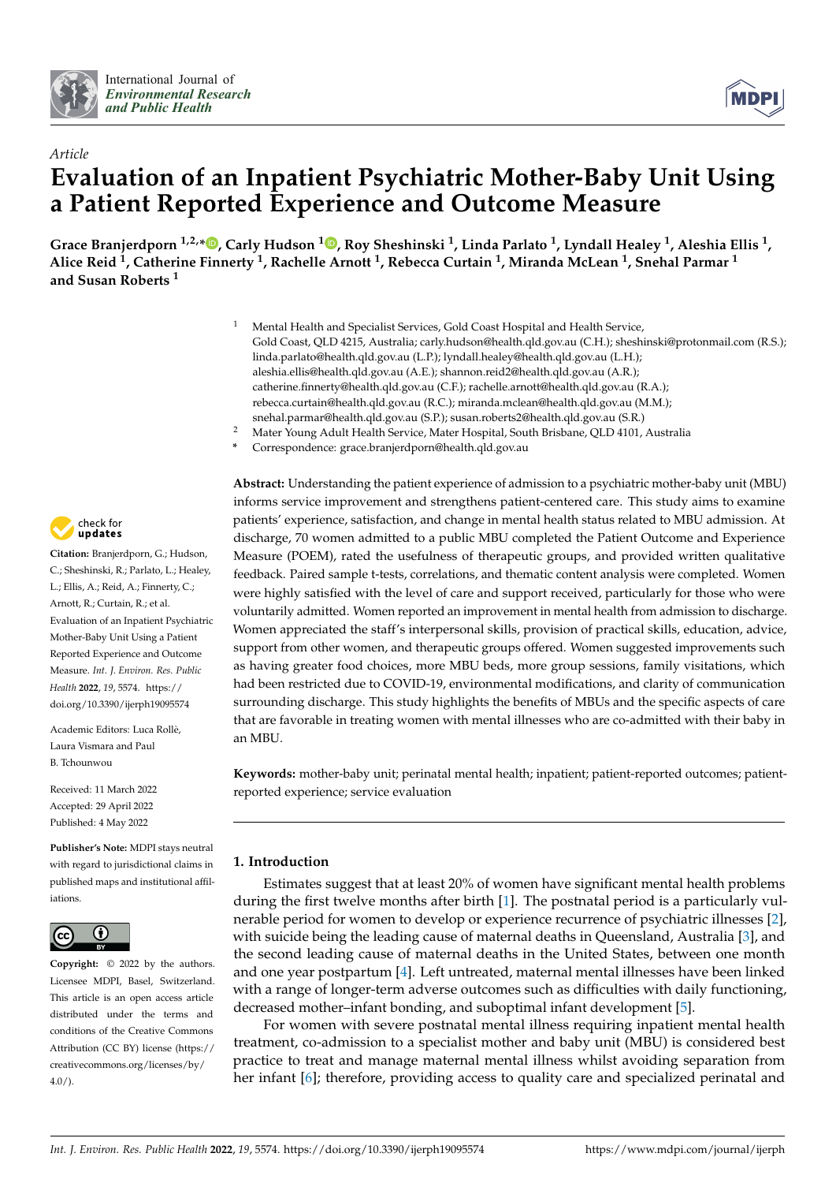# Evaluation of an Inpatient Psychiatric Mother-Baby Unit Using a Patient Reported Experience and Outcome Measure

**Grace Branjerdporn [1,2,*], Carly Hudson [1], Roy Sheshinski [1], Linda Parlato [1], Lyndall Healey [1], Aleshia Ellis [1], Alice Reid [1], Catherine Finnerty [1], Rachelle Arnott [1], Rebecca Curtain [1], Miranda McLean [1], Snehal Parmar [1] and Susan Roberts [1]**

[1] Mental Health and Specialist Services, Gold Coast Hospital and Health Service, Gold Coast, QLD 4215, Australia; carly.hudson@health.qld.gov.au (C.H.); sheshinski@protonmail.com (R.S.); linda.parlato@health.qld.gov.au (L.P.); lyndall.healey@health.qld.gov.au (L.H.); aleshia.ellis@health.qld.gov.au (A.E.); shannon.reid2@health.qld.gov.au (A.R.); catherine.finnerty@health.qld.gov.au (C.F.); rachelle.arnott@health.qld.gov.au (R.A.); rebecca.curtain@health.qld.gov.au (R.C.); miranda.mclean@health.qld.gov.au (M.M.); snehal.parmar@health.qld.gov.au (S.P.); susan.roberts2@health.qld.gov.au (S.R.)

[2] Mater Young Adult Health Service, Mater Hospital, South Brisbane, QLD 4101, Australia

\* Correspondence: grace.branjerdporn@health.qld.gov.au

**Citation:** Branjerdporn, G.; Hudson, C.; Sheshinski, R.; Parlato, L.; Healey, L.; Ellis, A.; Reid, A.; Finnerty, C.; Arnott, R.; Curtain, R.; et al. Evaluation of an Inpatient Psychiatric Mother-Baby Unit Using a Patient Reported Experience and Outcome Measure. *Int. J. Environ. Res. Public Health* **2022**, *19*, 5574. https://doi.org/10.3390/ijerph19095574

Academic Editors: Luca Rollè, Laura Vismara and Paul B. Tchounwou

Received: 11 March 2022
Accepted: 29 April 2022
Published: 4 May 2022

**Publisher's Note:** MDPI stays neutral with regard to jurisdictional claims in published maps and institutional affiliations.

**Copyright:** © 2022 by the authors. Licensee MDPI, Basel, Switzerland. This article is an open access article distributed under the terms and conditions of the Creative Commons Attribution (CC BY) license (https://creativecommons.org/licenses/by/4.0/).

**Abstract:** Understanding the patient experience of admission to a psychiatric mother-baby unit (MBU) informs service improvement and strengthens patient-centered care. This study aims to examine patients' experience, satisfaction, and change in mental health status related to MBU admission. At discharge, 70 women admitted to a public MBU completed the Patient Outcome and Experience Measure (POEM), rated the usefulness of therapeutic groups, and provided written qualitative feedback. Paired sample t-tests, correlations, and thematic content analysis were completed. Women were highly satisfied with the level of care and support received, particularly for those who were voluntarily admitted. Women reported an improvement in mental health from admission to discharge. Women appreciated the staff's interpersonal skills, provision of practical skills, education, advice, support from other women, and therapeutic groups offered. Women suggested improvements such as having greater food choices, more MBU beds, more group sessions, family visitations, which had been restricted due to COVID-19, environmental modifications, and clarity of communication surrounding discharge. This study highlights the benefits of MBUs and the specific aspects of care that are favorable in treating women with mental illnesses who are co-admitted with their baby in an MBU.

**Keywords:** mother-baby unit; perinatal mental health; inpatient; patient-reported outcomes; patient-reported experience; service evaluation

## 1. Introduction

Estimates suggest that at least 20% of women have significant mental health problems during the first twelve months after birth [1]. The postnatal period is a particularly vulnerable period for women to develop or experience recurrence of psychiatric illnesses [2], with suicide being the leading cause of maternal deaths in Queensland, Australia [3], and the second leading cause of maternal deaths in the United States, between one month and one year postpartum [4]. Left untreated, maternal mental illnesses have been linked with a range of longer-term adverse outcomes such as difficulties with daily functioning, decreased mother–infant bonding, and suboptimal infant development [5].

For women with severe postnatal mental illness requiring inpatient mental health treatment, co-admission to a specialist mother and baby unit (MBU) is considered best practice to treat and manage maternal mental illness whilst avoiding separation from her infant [6]; therefore, providing access to quality care and specialized perinatal and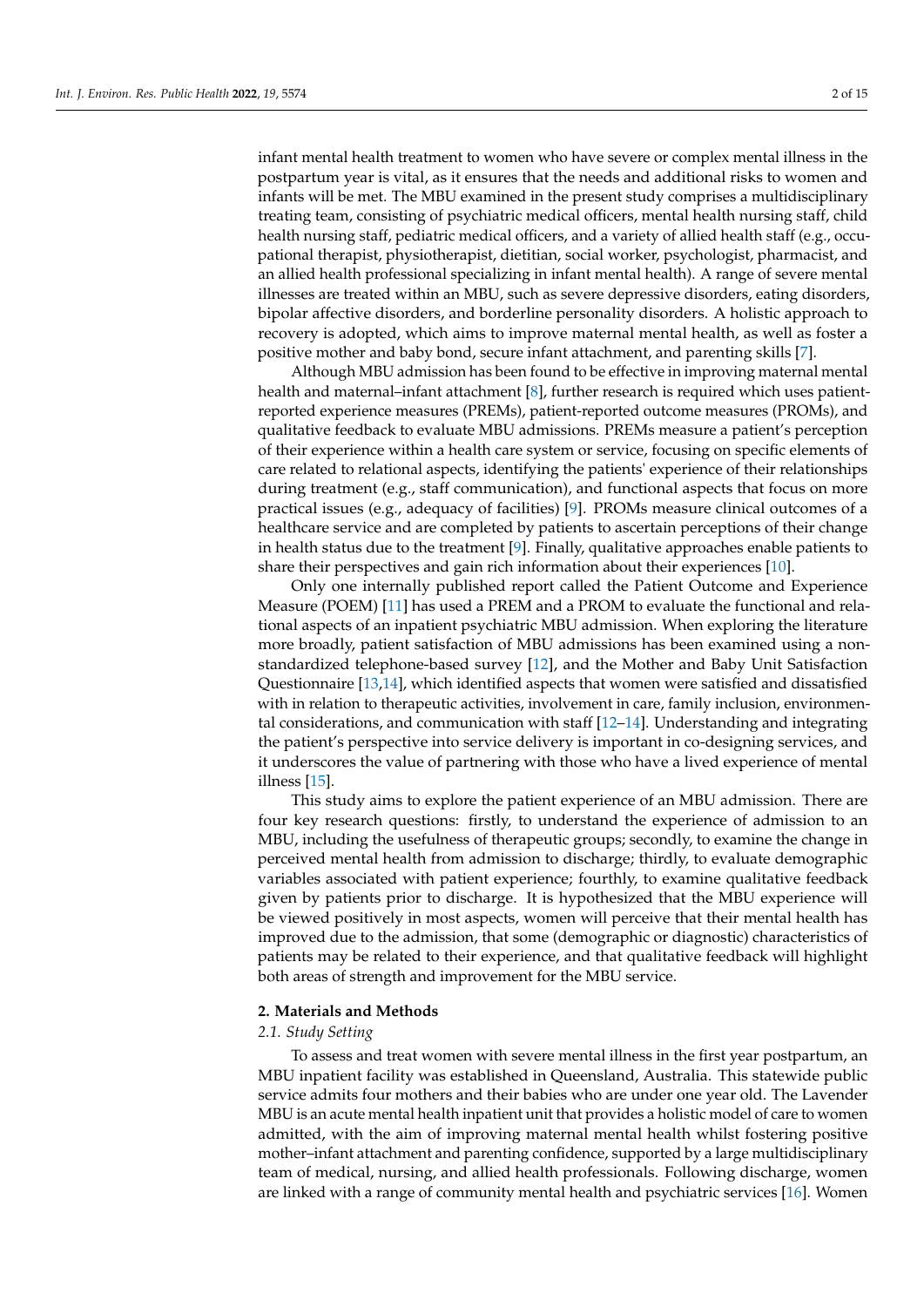infant mental health treatment to women who have severe or complex mental illness in the postpartum year is vital, as it ensures that the needs and additional risks to women and infants will be met. The MBU examined in the present study comprises a multidisciplinary treating team, consisting of psychiatric medical officers, mental health nursing staff, child health nursing staff, pediatric medical officers, and a variety of allied health staff (e.g., occupational therapist, physiotherapist, dietitian, social worker, psychologist, pharmacist, and an allied health professional specializing in infant mental health). A range of severe mental illnesses are treated within an MBU, such as severe depressive disorders, eating disorders, bipolar affective disorders, and borderline personality disorders. A holistic approach to recovery is adopted, which aims to improve maternal mental health, as well as foster a positive mother and baby bond, secure infant attachment, and parenting skills [7].

Although MBU admission has been found to be effective in improving maternal mental health and maternal–infant attachment [8], further research is required which uses patient-reported experience measures (PREMs), patient-reported outcome measures (PROMs), and qualitative feedback to evaluate MBU admissions. PREMs measure a patient's perception of their experience within a health care system or service, focusing on specific elements of care related to relational aspects, identifying the patients' experience of their relationships during treatment (e.g., staff communication), and functional aspects that focus on more practical issues (e.g., adequacy of facilities) [9]. PROMs measure clinical outcomes of a healthcare service and are completed by patients to ascertain perceptions of their change in health status due to the treatment [9]. Finally, qualitative approaches enable patients to share their perspectives and gain rich information about their experiences [10].

Only one internally published report called the Patient Outcome and Experience Measure (POEM) [11] has used a PREM and a PROM to evaluate the functional and relational aspects of an inpatient psychiatric MBU admission. When exploring the literature more broadly, patient satisfaction of MBU admissions has been examined using a non-standardized telephone-based survey [12], and the Mother and Baby Unit Satisfaction Questionnaire [13,14], which identified aspects that women were satisfied and dissatisfied with in relation to therapeutic activities, involvement in care, family inclusion, environmental considerations, and communication with staff [12–14]. Understanding and integrating the patient's perspective into service delivery is important in co-designing services, and it underscores the value of partnering with those who have a lived experience of mental illness [15].

This study aims to explore the patient experience of an MBU admission. There are four key research questions: firstly, to understand the experience of admission to an MBU, including the usefulness of therapeutic groups; secondly, to examine the change in perceived mental health from admission to discharge; thirdly, to evaluate demographic variables associated with patient experience; fourthly, to examine qualitative feedback given by patients prior to discharge. It is hypothesized that the MBU experience will be viewed positively in most aspects, women will perceive that their mental health has improved due to the admission, that some (demographic or diagnostic) characteristics of patients may be related to their experience, and that qualitative feedback will highlight both areas of strength and improvement for the MBU service.

## 2. Materials and Methods

### *2.1. Study Setting*

To assess and treat women with severe mental illness in the first year postpartum, an MBU inpatient facility was established in Queensland, Australia. This statewide public service admits four mothers and their babies who are under one year old. The Lavender MBU is an acute mental health inpatient unit that provides a holistic model of care to women admitted, with the aim of improving maternal mental health whilst fostering positive mother–infant attachment and parenting confidence, supported by a large multidisciplinary team of medical, nursing, and allied health professionals. Following discharge, women are linked with a range of community mental health and psychiatric services [16]. Women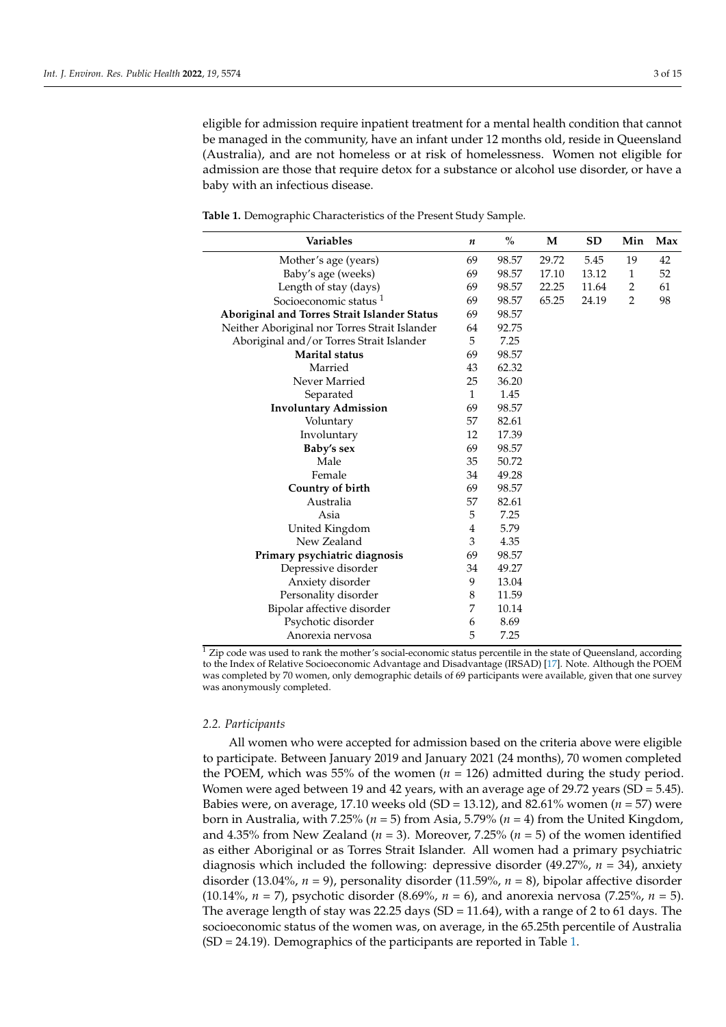eligible for admission require inpatient treatment for a mental health condition that cannot be managed in the community, have an infant under 12 months old, reside in Queensland (Australia), and are not homeless or at risk of homelessness. Women not eligible for admission are those that require detox for a substance or alcohol use disorder, or have a baby with an infectious disease.

**Table 1.** Demographic Characteristics of the Present Study Sample.

| Variables | *n* | % | M | SD | Min | Max |
|---|---|---|---|---|---|---|
| Mother's age (years) | 69 | 98.57 | 29.72 | 5.45 | 19 | 42 |
| Baby's age (weeks) | 69 | 98.57 | 17.10 | 13.12 | 1 | 52 |
| Length of stay (days) | 69 | 98.57 | 22.25 | 11.64 | 2 | 61 |
| Socioeconomic status [1] | 69 | 98.57 | 65.25 | 24.19 | 2 | 98 |
| **Aboriginal and Torres Strait Islander Status** | 69 | 98.57 | | | | |
| Neither Aboriginal nor Torres Strait Islander | 64 | 92.75 | | | | |
| Aboriginal and/or Torres Strait Islander | 5 | 7.25 | | | | |
| **Marital status** | 69 | 98.57 | | | | |
| Married | 43 | 62.32 | | | | |
| Never Married | 25 | 36.20 | | | | |
| Separated | 1 | 1.45 | | | | |
| **Involuntary Admission** | 69 | 98.57 | | | | |
| Voluntary | 57 | 82.61 | | | | |
| Involuntary | 12 | 17.39 | | | | |
| **Baby's sex** | 69 | 98.57 | | | | |
| Male | 35 | 50.72 | | | | |
| Female | 34 | 49.28 | | | | |
| **Country of birth** | 69 | 98.57 | | | | |
| Australia | 57 | 82.61 | | | | |
| Asia | 5 | 7.25 | | | | |
| United Kingdom | 4 | 5.79 | | | | |
| New Zealand | 3 | 4.35 | | | | |
| **Primary psychiatric diagnosis** | 69 | 98.57 | | | | |
| Depressive disorder | 34 | 49.27 | | | | |
| Anxiety disorder | 9 | 13.04 | | | | |
| Personality disorder | 8 | 11.59 | | | | |
| Bipolar affective disorder | 7 | 10.14 | | | | |
| Psychotic disorder | 6 | 8.69 | | | | |
| Anorexia nervosa | 5 | 7.25 | | | | |

[1] Zip code was used to rank the mother's social-economic status percentile in the state of Queensland, according to the Index of Relative Socioeconomic Advantage and Disadvantage (IRSAD) [17]. Note. Although the POEM was completed by 70 women, only demographic details of 69 participants were available, given that one survey was anonymously completed.

### 2.2. Participants

All women who were accepted for admission based on the criteria above were eligible to participate. Between January 2019 and January 2021 (24 months), 70 women completed the POEM, which was 55% of the women ($n$ = 126) admitted during the study period. Women were aged between 19 and 42 years, with an average age of 29.72 years (SD = 5.45). Babies were, on average, 17.10 weeks old (SD = 13.12), and 82.61% women ($n$ = 57) were born in Australia, with 7.25% ($n$ = 5) from Asia, 5.79% ($n$ = 4) from the United Kingdom, and 4.35% from New Zealand ($n$ = 3). Moreover, 7.25% ($n$ = 5) of the women identified as either Aboriginal or as Torres Strait Islander. All women had a primary psychiatric diagnosis which included the following: depressive disorder (49.27%, $n$ = 34), anxiety disorder (13.04%, $n$ = 9), personality disorder (11.59%, $n$ = 8), bipolar affective disorder (10.14%, $n$ = 7), psychotic disorder (8.69%, $n$ = 6), and anorexia nervosa (7.25%, $n$ = 5). The average length of stay was 22.25 days (SD = 11.64), with a range of 2 to 61 days. The socioeconomic status of the women was, on average, in the 65.25th percentile of Australia (SD = 24.19). Demographics of the participants are reported in Table 1.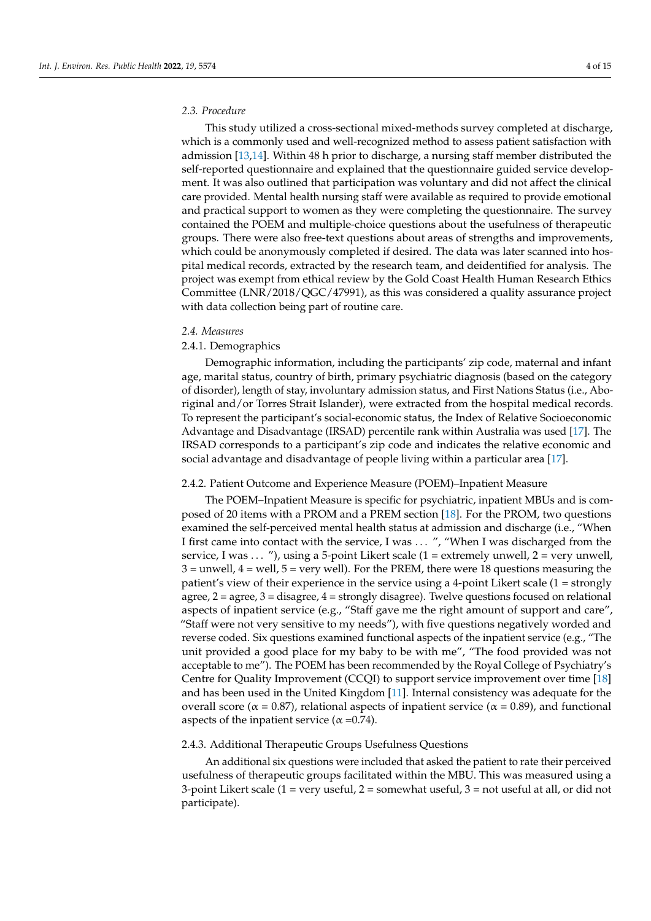### *2.3. Procedure*

This study utilized a cross-sectional mixed-methods survey completed at discharge, which is a commonly used and well-recognized method to assess patient satisfaction with admission [13,14]. Within 48 h prior to discharge, a nursing staff member distributed the self-reported questionnaire and explained that the questionnaire guided service development. It was also outlined that participation was voluntary and did not affect the clinical care provided. Mental health nursing staff were available as required to provide emotional and practical support to women as they were completing the questionnaire. The survey contained the POEM and multiple-choice questions about the usefulness of therapeutic groups. There were also free-text questions about areas of strengths and improvements, which could be anonymously completed if desired. The data was later scanned into hospital medical records, extracted by the research team, and deidentified for analysis. The project was exempt from ethical review by the Gold Coast Health Human Research Ethics Committee (LNR/2018/QGC/47991), as this was considered a quality assurance project with data collection being part of routine care.

### *2.4. Measures*

#### 2.4.1. Demographics

Demographic information, including the participants' zip code, maternal and infant age, marital status, country of birth, primary psychiatric diagnosis (based on the category of disorder), length of stay, involuntary admission status, and First Nations Status (i.e., Aboriginal and/or Torres Strait Islander), were extracted from the hospital medical records. To represent the participant's social-economic status, the Index of Relative Socioeconomic Advantage and Disadvantage (IRSAD) percentile rank within Australia was used [17]. The IRSAD corresponds to a participant's zip code and indicates the relative economic and social advantage and disadvantage of people living within a particular area [17].

#### 2.4.2. Patient Outcome and Experience Measure (POEM)–Inpatient Measure

The POEM–Inpatient Measure is specific for psychiatric, inpatient MBUs and is composed of 20 items with a PROM and a PREM section [18]. For the PROM, two questions examined the self-perceived mental health status at admission and discharge (i.e., "When I first came into contact with the service, I was . . . ", "When I was discharged from the service, I was . . . "), using a 5-point Likert scale (1 = extremely unwell, 2 = very unwell, 3 = unwell, 4 = well, 5 = very well). For the PREM, there were 18 questions measuring the patient's view of their experience in the service using a 4-point Likert scale (1 = strongly agree, 2 = agree, 3 = disagree, 4 = strongly disagree). Twelve questions focused on relational aspects of inpatient service (e.g., "Staff gave me the right amount of support and care", "Staff were not very sensitive to my needs"), with five questions negatively worded and reverse coded. Six questions examined functional aspects of the inpatient service (e.g., "The unit provided a good place for my baby to be with me", "The food provided was not acceptable to me"). The POEM has been recommended by the Royal College of Psychiatry's Centre for Quality Improvement (CCQI) to support service improvement over time [18] and has been used in the United Kingdom [11]. Internal consistency was adequate for the overall score ($\alpha = 0.87$), relational aspects of inpatient service ($\alpha = 0.89$), and functional aspects of the inpatient service ($\alpha = 0.74$).

#### 2.4.3. Additional Therapeutic Groups Usefulness Questions

An additional six questions were included that asked the patient to rate their perceived usefulness of therapeutic groups facilitated within the MBU. This was measured using a 3-point Likert scale (1 = very useful, 2 = somewhat useful, 3 = not useful at all, or did not participate).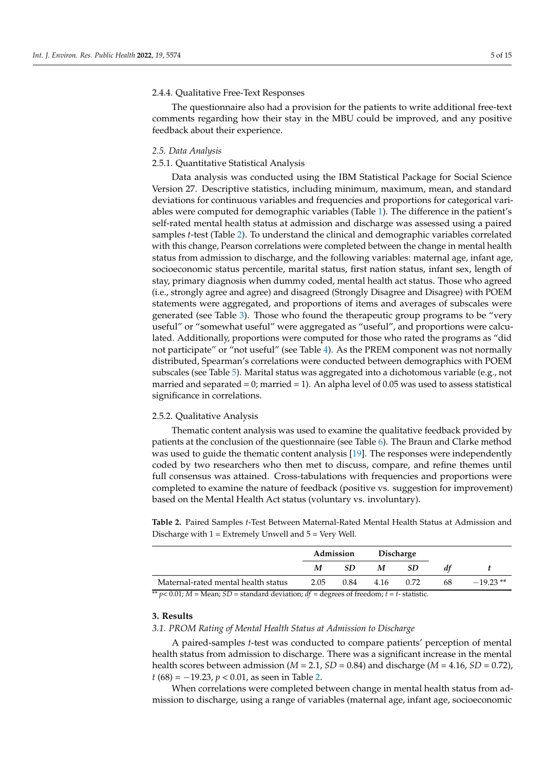#### 2.4.4. Qualitative Free-Text Responses

The questionnaire also had a provision for the patients to write additional free-text comments regarding how their stay in the MBU could be improved, and any positive feedback about their experience.

### *2.5. Data Analysis*

#### 2.5.1. Quantitative Statistical Analysis

Data analysis was conducted using the IBM Statistical Package for Social Science Version 27. Descriptive statistics, including minimum, maximum, mean, and standard deviations for continuous variables and frequencies and proportions for categorical variables were computed for demographic variables (Table 1). The difference in the patient's self-rated mental health status at admission and discharge was assessed using a paired samples *t*-test (Table 2). To understand the clinical and demographic variables correlated with this change, Pearson correlations were completed between the change in mental health status from admission to discharge, and the following variables: maternal age, infant age, socioeconomic status percentile, marital status, first nation status, infant sex, length of stay, primary diagnosis when dummy coded, mental health act status. Those who agreed (i.e., strongly agree and agree) and disagreed (Strongly Disagree and Disagree) with POEM statements were aggregated, and proportions of items and averages of subscales were generated (see Table 3). Those who found the therapeutic group programs to be "very useful" or "somewhat useful" were aggregated as "useful", and proportions were calculated. Additionally, proportions were computed for those who rated the programs as "did not participate" or "not useful" (see Table 4). As the PREM component was not normally distributed, Spearman's correlations were conducted between demographics with POEM subscales (see Table 5). Marital status was aggregated into a dichotomous variable (e.g., not married and separated = 0; married = 1). An alpha level of 0.05 was used to assess statistical significance in correlations.

#### 2.5.2. Qualitative Analysis

Thematic content analysis was used to examine the qualitative feedback provided by patients at the conclusion of the questionnaire (see Table 6). The Braun and Clarke method was used to guide the thematic content analysis [19]. The responses were independently coded by two researchers who then met to discuss, compare, and refine themes until full consensus was attained. Cross-tabulations with frequencies and proportions were completed to examine the nature of feedback (positive vs. suggestion for improvement) based on the Mental Health Act status (voluntary vs. involuntary).

**Table 2.** Paired Samples *t*-Test Between Maternal-Rated Mental Health Status at Admission and Discharge with 1 = Extremely Unwell and 5 = Very Well.

| | Admission | | Discharge | | | |
|---|---|---|---|---|---|---|
| | ***M*** | ***SD*** | ***M*** | ***SD*** | ***df*** | ***t*** |
| Maternal-rated mental health status | 2.05 | 0.84 | 4.16 | 0.72 | 68 | −19.23 ** |

** $p < 0.01$; *M* = Mean; *SD* = standard deviation; *df* = degrees of freedom; *t* = *t*- statistic.

## 3. Results

### *3.1. PROM Rating of Mental Health Status at Admission to Discharge*

A paired-samples *t*-test was conducted to compare patients' perception of mental health status from admission to discharge. There was a significant increase in the mental health scores between admission ($M = 2.1$, $SD = 0.84$) and discharge ($M = 4.16$, $SD = 0.72$), $t\ (68) = -19.23$, $p < 0.01$, as seen in Table 2.

When correlations were completed between change in mental health status from admission to discharge, using a range of variables (maternal age, infant age, socioeconomic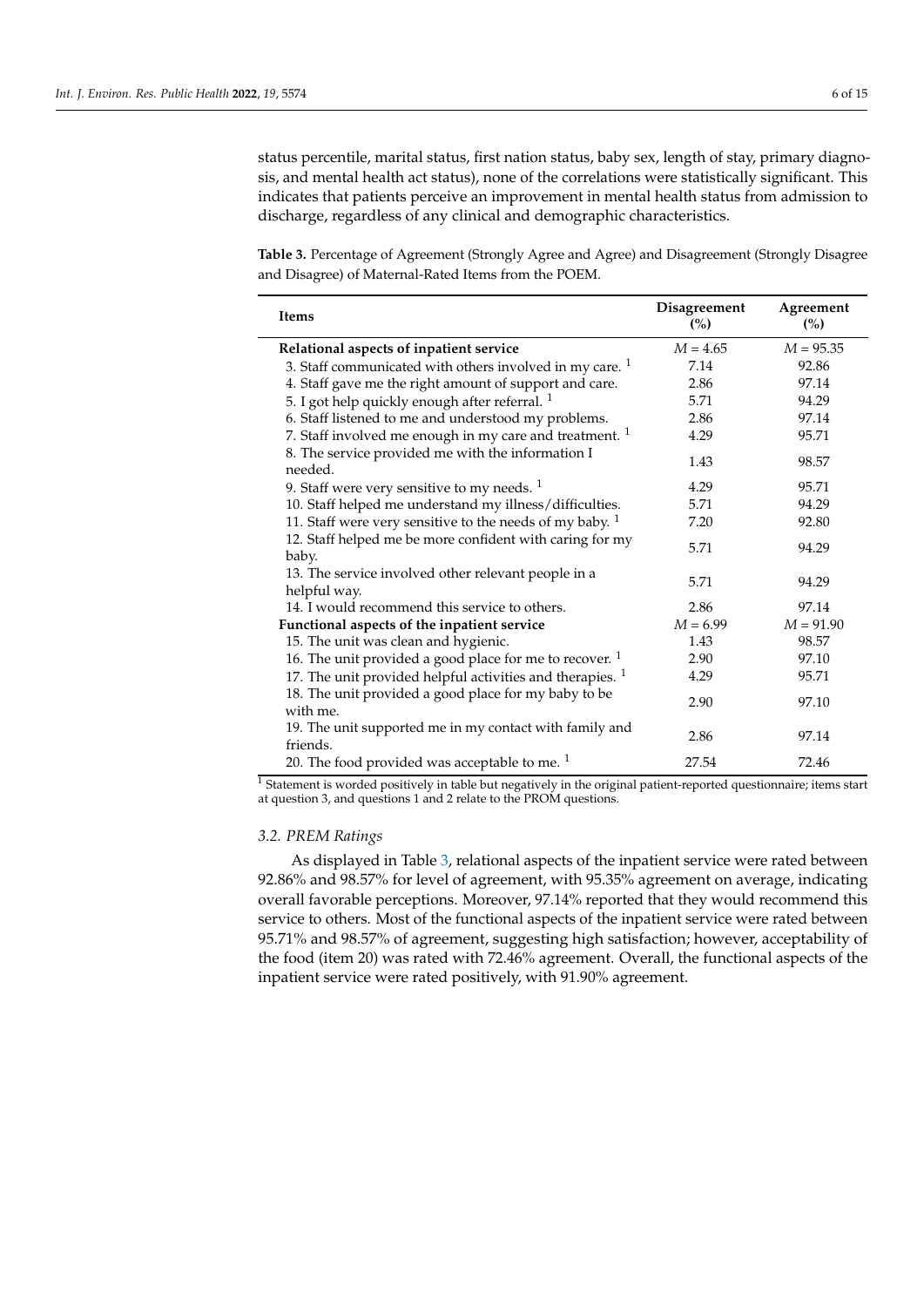status percentile, marital status, first nation status, baby sex, length of stay, primary diagnosis, and mental health act status), none of the correlations were statistically significant. This indicates that patients perceive an improvement in mental health status from admission to discharge, regardless of any clinical and demographic characteristics.

**Table 3.** Percentage of Agreement (Strongly Agree and Agree) and Disagreement (Strongly Disagree and Disagree) of Maternal-Rated Items from the POEM.

| Items | Disagreement (%) | Agreement (%) |
|---|---|---|
| **Relational aspects of inpatient service** | $M = 4.65$ | $M = 95.35$ |
| 3. Staff communicated with others involved in my care. [1] | 7.14 | 92.86 |
| 4. Staff gave me the right amount of support and care. | 2.86 | 97.14 |
| 5. I got help quickly enough after referral. [1] | 5.71 | 94.29 |
| 6. Staff listened to me and understood my problems. | 2.86 | 97.14 |
| 7. Staff involved me enough in my care and treatment. [1] | 4.29 | 95.71 |
| 8. The service provided me with the information I needed. | 1.43 | 98.57 |
| 9. Staff were very sensitive to my needs. [1] | 4.29 | 95.71 |
| 10. Staff helped me understand my illness/difficulties. | 5.71 | 94.29 |
| 11. Staff were very sensitive to the needs of my baby. [1] | 7.20 | 92.80 |
| 12. Staff helped me be more confident with caring for my baby. | 5.71 | 94.29 |
| 13. The service involved other relevant people in a helpful way. | 5.71 | 94.29 |
| 14. I would recommend this service to others. | 2.86 | 97.14 |
| **Functional aspects of the inpatient service** | $M = 6.99$ | $M = 91.90$ |
| 15. The unit was clean and hygienic. | 1.43 | 98.57 |
| 16. The unit provided a good place for me to recover. [1] | 2.90 | 97.10 |
| 17. The unit provided helpful activities and therapies. [1] | 4.29 | 95.71 |
| 18. The unit provided a good place for my baby to be with me. | 2.90 | 97.10 |
| 19. The unit supported me in my contact with family and friends. | 2.86 | 97.14 |
| 20. The food provided was acceptable to me. [1] | 27.54 | 72.46 |

[1] Statement is worded positively in table but negatively in the original patient-reported questionnaire; items start at question 3, and questions 1 and 2 relate to the PROM questions.

### 3.2. PREM Ratings

As displayed in Table 3, relational aspects of the inpatient service were rated between 92.86% and 98.57% for level of agreement, with 95.35% agreement on average, indicating overall favorable perceptions. Moreover, 97.14% reported that they would recommend this service to others. Most of the functional aspects of the inpatient service were rated between 95.71% and 98.57% of agreement, suggesting high satisfaction; however, acceptability of the food (item 20) was rated with 72.46% agreement. Overall, the functional aspects of the inpatient service were rated positively, with 91.90% agreement.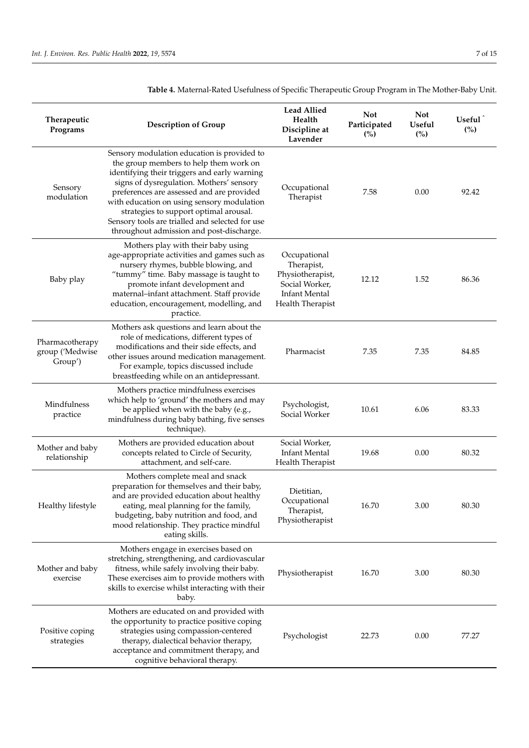**Table 4.** Maternal-Rated Usefulness of Specific Therapeutic Group Program in The Mother-Baby Unit.

| Therapeutic Programs | Description of Group | Lead Allied Health Discipline at Lavender | Not Participated (%) | Not Useful (%) | Useful ^ (%) |
|---|---|---|---|---|---|
| Sensory modulation | Sensory modulation education is provided to the group members to help them work on identifying their triggers and early warning signs of dysregulation. Mothers' sensory preferences are assessed and are provided with education on using sensory modulation strategies to support optimal arousal. Sensory tools are trialled and selected for use throughout admission and post-discharge. | Occupational Therapist | 7.58 | 0.00 | 92.42 |
| Baby play | Mothers play with their baby using age-appropriate activities and games such as nursery rhymes, bubble blowing, and "tummy" time. Baby massage is taught to promote infant development and maternal–infant attachment. Staff provide education, encouragement, modelling, and practice. | Occupational Therapist, Physiotherapist, Social Worker, Infant Mental Health Therapist | 12.12 | 1.52 | 86.36 |
| Pharmacotherapy group ('Medwise Group') | Mothers ask questions and learn about the role of medications, different types of modifications and their side effects, and other issues around medication management. For example, topics discussed include breastfeeding while on an antidepressant. | Pharmacist | 7.35 | 7.35 | 84.85 |
| Mindfulness practice | Mothers practice mindfulness exercises which help to 'ground' the mothers and may be applied when with the baby (e.g., mindfulness during baby bathing, five senses technique). | Psychologist, Social Worker | 10.61 | 6.06 | 83.33 |
| Mother and baby relationship | Mothers are provided education about concepts related to Circle of Security, attachment, and self-care. | Social Worker, Infant Mental Health Therapist | 19.68 | 0.00 | 80.32 |
| Healthy lifestyle | Mothers complete meal and snack preparation for themselves and their baby, and are provided education about healthy eating, meal planning for the family, budgeting, baby nutrition and food, and mood relationship. They practice mindful eating skills. | Dietitian, Occupational Therapist, Physiotherapist | 16.70 | 3.00 | 80.30 |
| Mother and baby exercise | Mothers engage in exercises based on stretching, strengthening, and cardiovascular fitness, while safely involving their baby. These exercises aim to provide mothers with skills to exercise whilst interacting with their baby. | Physiotherapist | 16.70 | 3.00 | 80.30 |
| Positive coping strategies | Mothers are educated on and provided with the opportunity to practice positive coping strategies using compassion-centered therapy, dialectical behavior therapy, acceptance and commitment therapy, and cognitive behavioral therapy. | Psychologist | 22.73 | 0.00 | 77.27 |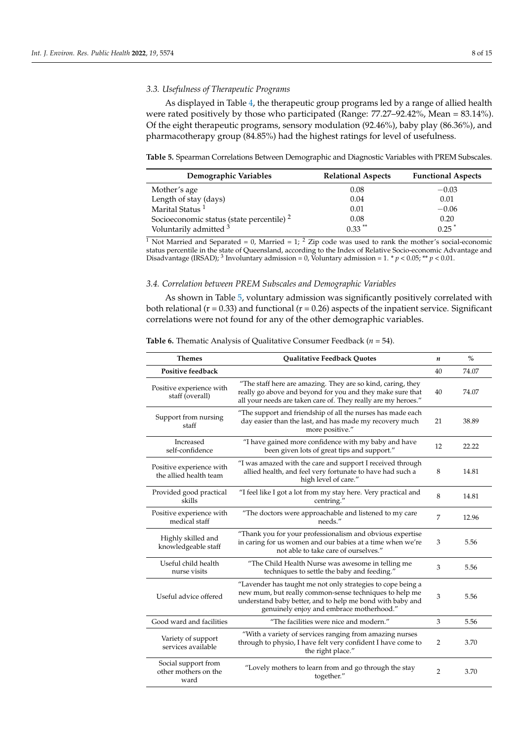### 3.3. Usefulness of Therapeutic Programs

As displayed in Table 4, the therapeutic group programs led by a range of allied health were rated positively by those who participated (Range: 77.27–92.42%, Mean = 83.14%). Of the eight therapeutic programs, sensory modulation (92.46%), baby play (86.36%), and pharmacotherapy group (84.85%) had the highest ratings for level of usefulness.

**Table 5.** Spearman Correlations Between Demographic and Diagnostic Variables with PREM Subscales.

| Demographic Variables | Relational Aspects | Functional Aspects |
|---|---|---|
| Mother's age | 0.08 | −0.03 |
| Length of stay (days) | 0.04 | 0.01 |
| Marital Status [1] | 0.01 | −0.06 |
| Socioeconomic status (state percentile) [2] | 0.08 | 0.20 |
| Voluntarily admitted [3] | 0.33 ** | 0.25 * |

[1] Not Married and Separated = 0, Married = 1; [2] Zip code was used to rank the mother's social-economic status percentile in the state of Queensland, according to the Index of Relative Socio-economic Advantage and Disadvantage (IRSAD); [3] Involuntary admission = 0, Voluntary admission = 1. * $p < 0.05$; ** $p < 0.01$.

### 3.4. Correlation between PREM Subscales and Demographic Variables

As shown in Table 5, voluntary admission was significantly positively correlated with both relational (r = 0.33) and functional (r = 0.26) aspects of the inpatient service. Significant correlations were not found for any of the other demographic variables.

**Table 6.** Thematic Analysis of Qualitative Consumer Feedback (*n* = 54).

| Themes | Qualitative Feedback Quotes | *n* | % |
|---|---|---|---|
| **Positive feedback** | | 40 | 74.07 |
| Positive experience with staff (overall) | "The staff here are amazing. They are so kind, caring, they really go above and beyond for you and they make sure that all your needs are taken care of. They really are my heroes." | 40 | 74.07 |
| Support from nursing staff | "The support and friendship of all the nurses has made each day easier than the last, and has made my recovery much more positive." | 21 | 38.89 |
| Increased self-confidence | "I have gained more confidence with my baby and have been given lots of great tips and support." | 12 | 22.22 |
| Positive experience with the allied health team | "I was amazed with the care and support I received through allied health, and feel very fortunate to have had such a high level of care." | 8 | 14.81 |
| Provided good practical skills | "I feel like I got a lot from my stay here. Very practical and centring." | 8 | 14.81 |
| Positive experience with medical staff | "The doctors were approachable and listened to my care needs." | 7 | 12.96 |
| Highly skilled and knowledgeable staff | "Thank you for your professionalism and obvious expertise in caring for us women and our babies at a time when we're not able to take care of ourselves." | 3 | 5.56 |
| Useful child health nurse visits | "The Child Health Nurse was awesome in telling me techniques to settle the baby and feeding." | 3 | 5.56 |
| Useful advice offered | "Lavender has taught me not only strategies to cope being a new mum, but really common-sense techniques to help me understand baby better, and to help me bond with baby and genuinely enjoy and embrace motherhood." | 3 | 5.56 |
| Good ward and facilities | "The facilities were nice and modern." | 3 | 5.56 |
| Variety of support services available | "With a variety of services ranging from amazing nurses through to physio, I have felt very confident I have come to the right place." | 2 | 3.70 |
| Social support from other mothers on the ward | "Lovely mothers to learn from and go through the stay together." | 2 | 3.70 |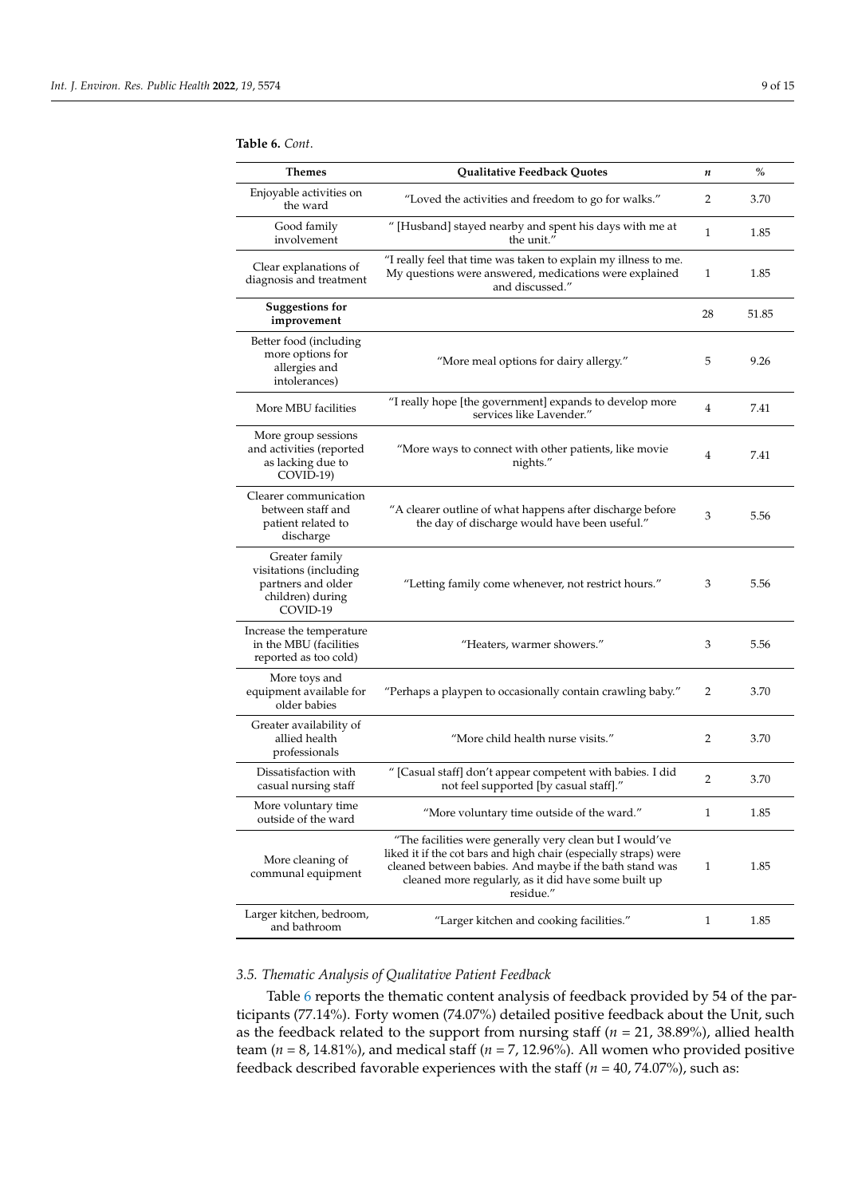**Table 6.** *Cont.*

| Themes | Qualitative Feedback Quotes | *n* | % |
|---|---|---|---|
| Enjoyable activities on the ward | "Loved the activities and freedom to go for walks." | 2 | 3.70 |
| Good family involvement | " [Husband] stayed nearby and spent his days with me at the unit." | 1 | 1.85 |
| Clear explanations of diagnosis and treatment | "I really feel that time was taken to explain my illness to me. My questions were answered, medications were explained and discussed." | 1 | 1.85 |
| **Suggestions for improvement** | | 28 | 51.85 |
| Better food (including more options for allergies and intolerances) | "More meal options for dairy allergy." | 5 | 9.26 |
| More MBU facilities | "I really hope [the government] expands to develop more services like Lavender." | 4 | 7.41 |
| More group sessions and activities (reported as lacking due to COVID-19) | "More ways to connect with other patients, like movie nights." | 4 | 7.41 |
| Clearer communication between staff and patient related to discharge | "A clearer outline of what happens after discharge before the day of discharge would have been useful." | 3 | 5.56 |
| Greater family visitations (including partners and older children) during COVID-19 | "Letting family come whenever, not restrict hours." | 3 | 5.56 |
| Increase the temperature in the MBU (facilities reported as too cold) | "Heaters, warmer showers." | 3 | 5.56 |
| More toys and equipment available for older babies | "Perhaps a playpen to occasionally contain crawling baby." | 2 | 3.70 |
| Greater availability of allied health professionals | "More child health nurse visits." | 2 | 3.70 |
| Dissatisfaction with casual nursing staff | " [Casual staff] don't appear competent with babies. I did not feel supported [by casual staff]." | 2 | 3.70 |
| More voluntary time outside of the ward | "More voluntary time outside of the ward." | 1 | 1.85 |
| More cleaning of communal equipment | "The facilities were generally very clean but I would've liked it if the cot bars and high chair (especially straps) were cleaned between babies. And maybe if the bath stand was cleaned more regularly, as it did have some built up residue." | 1 | 1.85 |
| Larger kitchen, bedroom, and bathroom | "Larger kitchen and cooking facilities." | 1 | 1.85 |

### 3.5. Thematic Analysis of Qualitative Patient Feedback

Table 6 reports the thematic content analysis of feedback provided by 54 of the participants (77.14%). Forty women (74.07%) detailed positive feedback about the Unit, such as the feedback related to the support from nursing staff ($n$ = 21, 38.89%), allied health team ($n$ = 8, 14.81%), and medical staff ($n$ = 7, 12.96%). All women who provided positive feedback described favorable experiences with the staff ($n$ = 40, 74.07%), such as: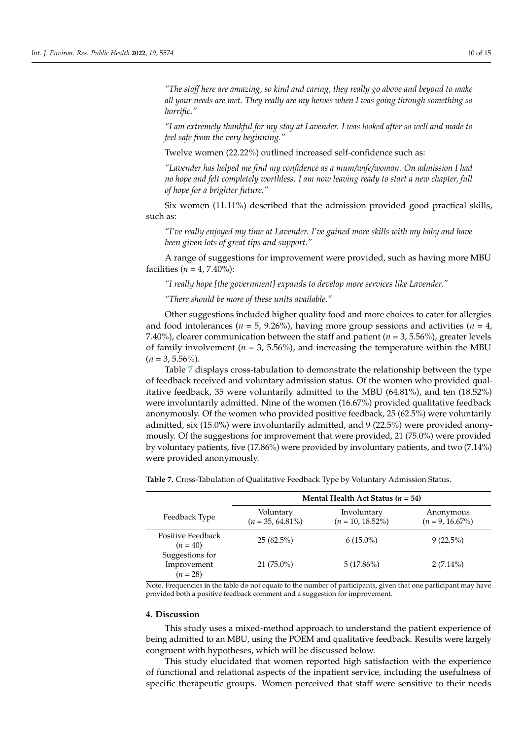*"The staff here are amazing, so kind and caring, they really go above and beyond to make all your needs are met. They really are my heroes when I was going through something so horrific."*

*"I am extremely thankful for my stay at Lavender. I was looked after so well and made to feel safe from the very beginning."*

Twelve women (22.22%) outlined increased self-confidence such as:

*"Lavender has helped me find my confidence as a mum/wife/woman. On admission I had no hope and felt completely worthless. I am now leaving ready to start a new chapter, full of hope for a brighter future."*

Six women (11.11%) described that the admission provided good practical skills, such as:

*"I've really enjoyed my time at Lavender. I've gained more skills with my baby and have been given lots of great tips and support."*

A range of suggestions for improvement were provided, such as having more MBU facilities ($n$ = 4, 7.40%):

*"I really hope [the government] expands to develop more services like Lavender."*

*"There should be more of these units available."*

Other suggestions included higher quality food and more choices to cater for allergies and food intolerances ($n$ = 5, 9.26%), having more group sessions and activities ($n$ = 4, 7.40%), clearer communication between the staff and patient ($n$ = 3, 5.56%), greater levels of family involvement ($n$ = 3, 5.56%), and increasing the temperature within the MBU ($n$ = 3, 5.56%).

Table 7 displays cross-tabulation to demonstrate the relationship between the type of feedback received and voluntary admission status. Of the women who provided qualitative feedback, 35 were voluntarily admitted to the MBU (64.81%), and ten (18.52%) were involuntarily admitted. Nine of the women (16.67%) provided qualitative feedback anonymously. Of the women who provided positive feedback, 25 (62.5%) were voluntarily admitted, six (15.0%) were involuntarily admitted, and 9 (22.5%) were provided anonymously. Of the suggestions for improvement that were provided, 21 (75.0%) were provided by voluntary patients, five (17.86%) were provided by involuntary patients, and two (7.14%) were provided anonymously.

**Table 7.** Cross-Tabulation of Qualitative Feedback Type by Voluntary Admission Status.

| | **Mental Health Act Status ($n$ = 54)** | | |
|---|---|---|---|
| Feedback Type | Voluntary ($n$ = 35, 64.81%) | Involuntary ($n$ = 10, 18.52%) | Anonymous ($n$ = 9, 16.67%) |
| Positive Feedback ($n$ = 40) | 25 (62.5%) | 6 (15.0%) | 9 (22.5%) |
| Suggestions for Improvement ($n$ = 28) | 21 (75.0%) | 5 (17.86%) | 2 (7.14%) |

Note. Frequencies in the table do not equate to the number of participants, given that one participant may have provided both a positive feedback comment and a suggestion for improvement.

## 4. Discussion

This study uses a mixed-method approach to understand the patient experience of being admitted to an MBU, using the POEM and qualitative feedback. Results were largely congruent with hypotheses, which will be discussed below.

This study elucidated that women reported high satisfaction with the experience of functional and relational aspects of the inpatient service, including the usefulness of specific therapeutic groups. Women perceived that staff were sensitive to their needs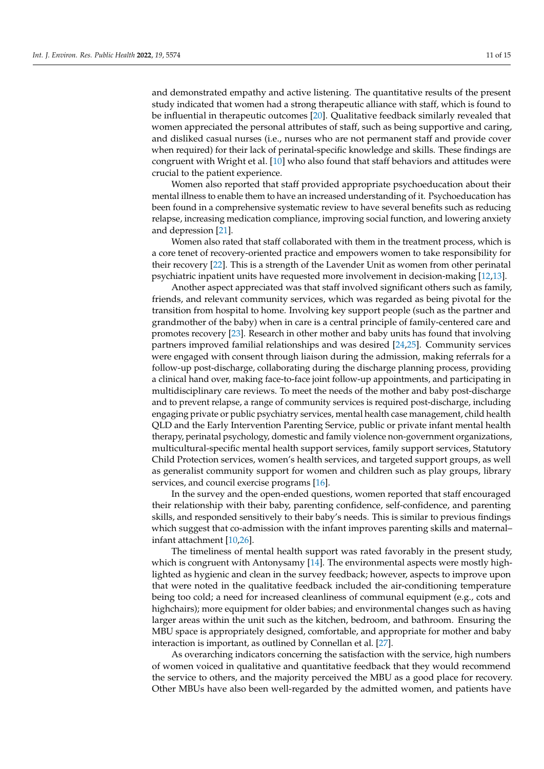and demonstrated empathy and active listening. The quantitative results of the present study indicated that women had a strong therapeutic alliance with staff, which is found to be influential in therapeutic outcomes [20]. Qualitative feedback similarly revealed that women appreciated the personal attributes of staff, such as being supportive and caring, and disliked casual nurses (i.e., nurses who are not permanent staff and provide cover when required) for their lack of perinatal-specific knowledge and skills. These findings are congruent with Wright et al. [10] who also found that staff behaviors and attitudes were crucial to the patient experience.

Women also reported that staff provided appropriate psychoeducation about their mental illness to enable them to have an increased understanding of it. Psychoeducation has been found in a comprehensive systematic review to have several benefits such as reducing relapse, increasing medication compliance, improving social function, and lowering anxiety and depression [21].

Women also rated that staff collaborated with them in the treatment process, which is a core tenet of recovery-oriented practice and empowers women to take responsibility for their recovery [22]. This is a strength of the Lavender Unit as women from other perinatal psychiatric inpatient units have requested more involvement in decision-making [12,13].

Another aspect appreciated was that staff involved significant others such as family, friends, and relevant community services, which was regarded as being pivotal for the transition from hospital to home. Involving key support people (such as the partner and grandmother of the baby) when in care is a central principle of family-centered care and promotes recovery [23]. Research in other mother and baby units has found that involving partners improved familial relationships and was desired [24,25]. Community services were engaged with consent through liaison during the admission, making referrals for a follow-up post-discharge, collaborating during the discharge planning process, providing a clinical hand over, making face-to-face joint follow-up appointments, and participating in multidisciplinary care reviews. To meet the needs of the mother and baby post-discharge and to prevent relapse, a range of community services is required post-discharge, including engaging private or public psychiatry services, mental health case management, child health QLD and the Early Intervention Parenting Service, public or private infant mental health therapy, perinatal psychology, domestic and family violence non-government organizations, multicultural-specific mental health support services, family support services, Statutory Child Protection services, women's health services, and targeted support groups, as well as generalist community support for women and children such as play groups, library services, and council exercise programs [16].

In the survey and the open-ended questions, women reported that staff encouraged their relationship with their baby, parenting confidence, self-confidence, and parenting skills, and responded sensitively to their baby's needs. This is similar to previous findings which suggest that co-admission with the infant improves parenting skills and maternal–infant attachment [10,26].

The timeliness of mental health support was rated favorably in the present study, which is congruent with Antonysamy [14]. The environmental aspects were mostly highlighted as hygienic and clean in the survey feedback; however, aspects to improve upon that were noted in the qualitative feedback included the air-conditioning temperature being too cold; a need for increased cleanliness of communal equipment (e.g., cots and highchairs); more equipment for older babies; and environmental changes such as having larger areas within the unit such as the kitchen, bedroom, and bathroom. Ensuring the MBU space is appropriately designed, comfortable, and appropriate for mother and baby interaction is important, as outlined by Connellan et al. [27].

As overarching indicators concerning the satisfaction with the service, high numbers of women voiced in qualitative and quantitative feedback that they would recommend the service to others, and the majority perceived the MBU as a good place for recovery. Other MBUs have also been well-regarded by the admitted women, and patients have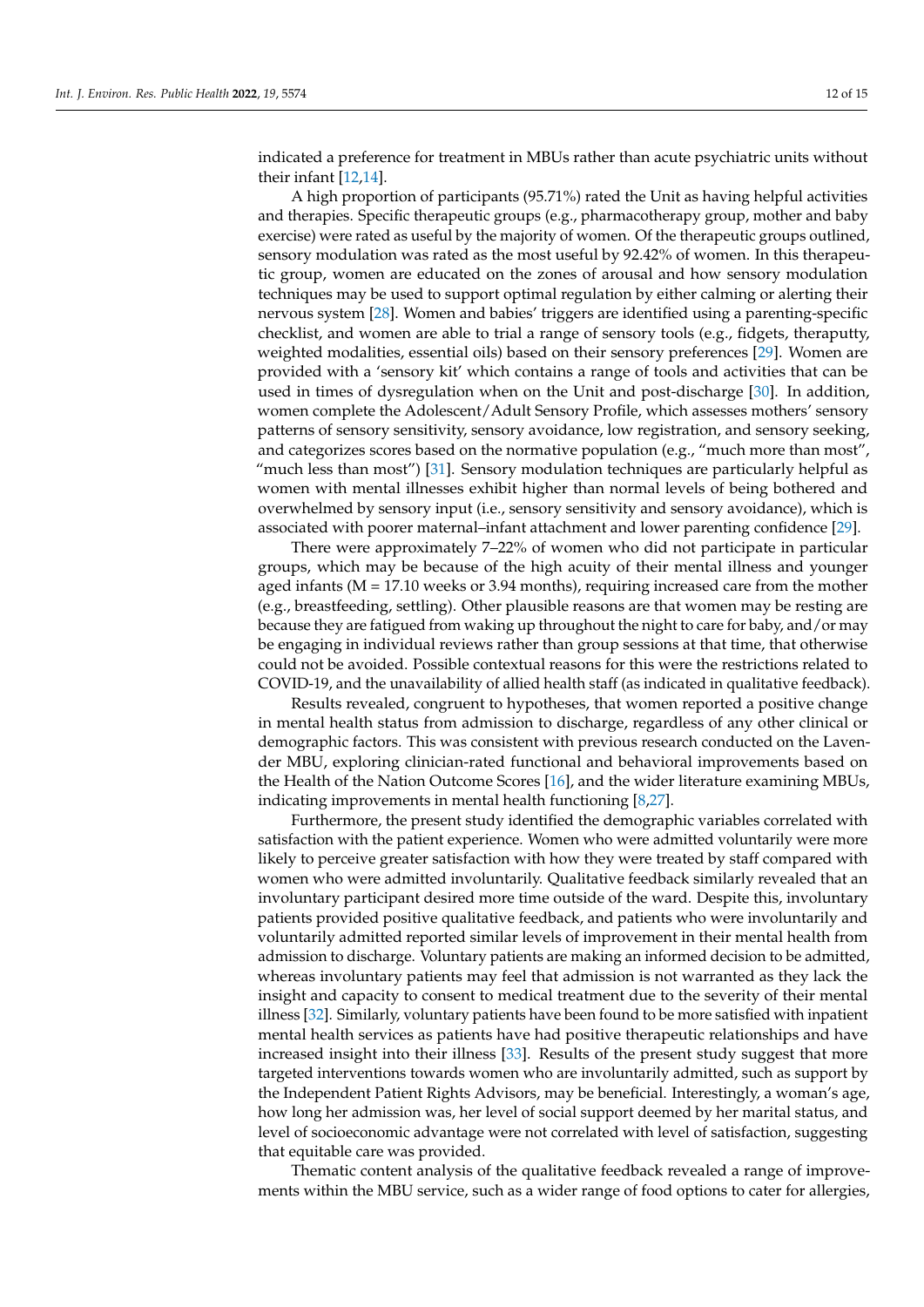indicated a preference for treatment in MBUs rather than acute psychiatric units without their infant [12,14].

A high proportion of participants (95.71%) rated the Unit as having helpful activities and therapies. Specific therapeutic groups (e.g., pharmacotherapy group, mother and baby exercise) were rated as useful by the majority of women. Of the therapeutic groups outlined, sensory modulation was rated as the most useful by 92.42% of women. In this therapeutic group, women are educated on the zones of arousal and how sensory modulation techniques may be used to support optimal regulation by either calming or alerting their nervous system [28]. Women and babies' triggers are identified using a parenting-specific checklist, and women are able to trial a range of sensory tools (e.g., fidgets, theraputty, weighted modalities, essential oils) based on their sensory preferences [29]. Women are provided with a 'sensory kit' which contains a range of tools and activities that can be used in times of dysregulation when on the Unit and post-discharge [30]. In addition, women complete the Adolescent/Adult Sensory Profile, which assesses mothers' sensory patterns of sensory sensitivity, sensory avoidance, low registration, and sensory seeking, and categorizes scores based on the normative population (e.g., "much more than most", "much less than most") [31]. Sensory modulation techniques are particularly helpful as women with mental illnesses exhibit higher than normal levels of being bothered and overwhelmed by sensory input (i.e., sensory sensitivity and sensory avoidance), which is associated with poorer maternal–infant attachment and lower parenting confidence [29].

There were approximately 7–22% of women who did not participate in particular groups, which may be because of the high acuity of their mental illness and younger aged infants (M = 17.10 weeks or 3.94 months), requiring increased care from the mother (e.g., breastfeeding, settling). Other plausible reasons are that women may be resting are because they are fatigued from waking up throughout the night to care for baby, and/or may be engaging in individual reviews rather than group sessions at that time, that otherwise could not be avoided. Possible contextual reasons for this were the restrictions related to COVID-19, and the unavailability of allied health staff (as indicated in qualitative feedback).

Results revealed, congruent to hypotheses, that women reported a positive change in mental health status from admission to discharge, regardless of any other clinical or demographic factors. This was consistent with previous research conducted on the Lavender MBU, exploring clinician-rated functional and behavioral improvements based on the Health of the Nation Outcome Scores [16], and the wider literature examining MBUs, indicating improvements in mental health functioning [8,27].

Furthermore, the present study identified the demographic variables correlated with satisfaction with the patient experience. Women who were admitted voluntarily were more likely to perceive greater satisfaction with how they were treated by staff compared with women who were admitted involuntarily. Qualitative feedback similarly revealed that an involuntary participant desired more time outside of the ward. Despite this, involuntary patients provided positive qualitative feedback, and patients who were involuntarily and voluntarily admitted reported similar levels of improvement in their mental health from admission to discharge. Voluntary patients are making an informed decision to be admitted, whereas involuntary patients may feel that admission is not warranted as they lack the insight and capacity to consent to medical treatment due to the severity of their mental illness [32]. Similarly, voluntary patients have been found to be more satisfied with inpatient mental health services as patients have had positive therapeutic relationships and have increased insight into their illness [33]. Results of the present study suggest that more targeted interventions towards women who are involuntarily admitted, such as support by the Independent Patient Rights Advisors, may be beneficial. Interestingly, a woman's age, how long her admission was, her level of social support deemed by her marital status, and level of socioeconomic advantage were not correlated with level of satisfaction, suggesting that equitable care was provided.

Thematic content analysis of the qualitative feedback revealed a range of improvements within the MBU service, such as a wider range of food options to cater for allergies,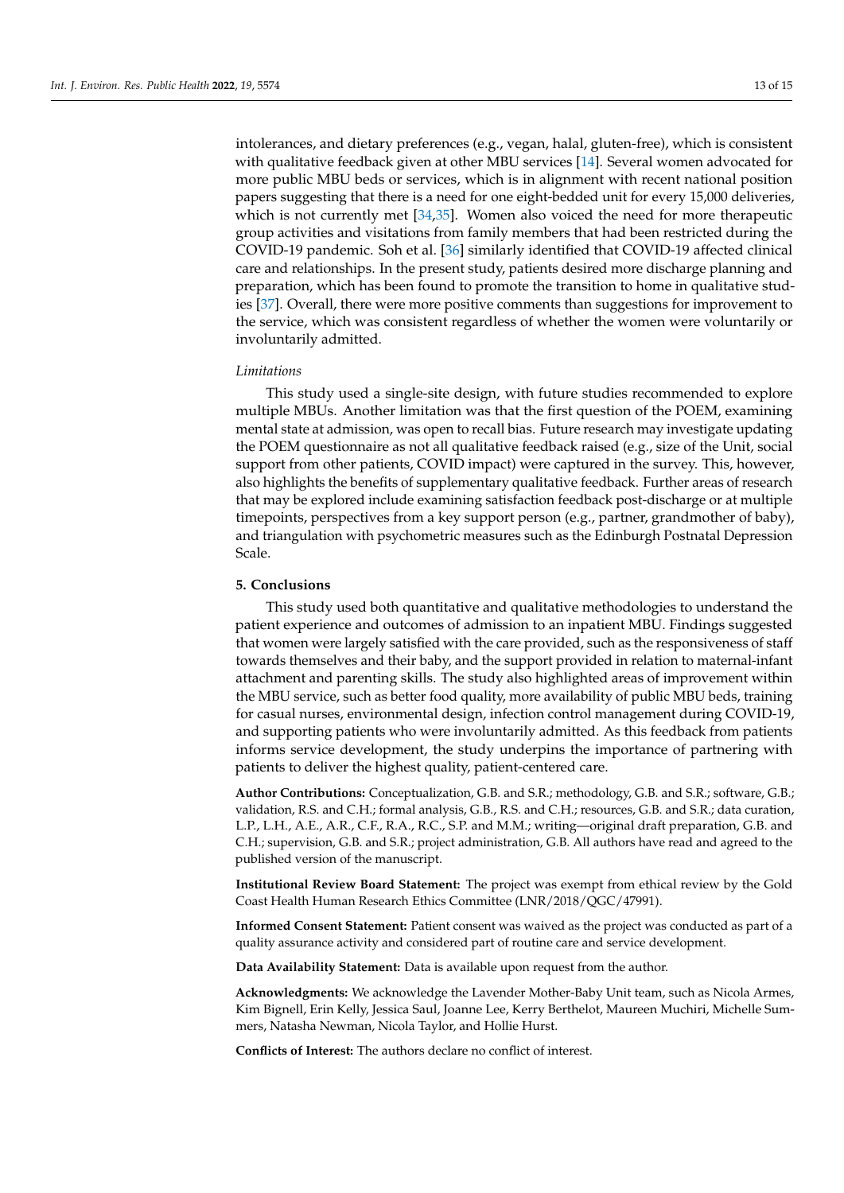intolerances, and dietary preferences (e.g., vegan, halal, gluten-free), which is consistent with qualitative feedback given at other MBU services [14]. Several women advocated for more public MBU beds or services, which is in alignment with recent national position papers suggesting that there is a need for one eight-bedded unit for every 15,000 deliveries, which is not currently met [34,35]. Women also voiced the need for more therapeutic group activities and visitations from family members that had been restricted during the COVID-19 pandemic. Soh et al. [36] similarly identified that COVID-19 affected clinical care and relationships. In the present study, patients desired more discharge planning and preparation, which has been found to promote the transition to home in qualitative studies [37]. Overall, there were more positive comments than suggestions for improvement to the service, which was consistent regardless of whether the women were voluntarily or involuntarily admitted.

*Limitations*

This study used a single-site design, with future studies recommended to explore multiple MBUs. Another limitation was that the first question of the POEM, examining mental state at admission, was open to recall bias. Future research may investigate updating the POEM questionnaire as not all qualitative feedback raised (e.g., size of the Unit, social support from other patients, COVID impact) were captured in the survey. This, however, also highlights the benefits of supplementary qualitative feedback. Further areas of research that may be explored include examining satisfaction feedback post-discharge or at multiple timepoints, perspectives from a key support person (e.g., partner, grandmother of baby), and triangulation with psychometric measures such as the Edinburgh Postnatal Depression Scale.

## 5. Conclusions

This study used both quantitative and qualitative methodologies to understand the patient experience and outcomes of admission to an inpatient MBU. Findings suggested that women were largely satisfied with the care provided, such as the responsiveness of staff towards themselves and their baby, and the support provided in relation to maternal-infant attachment and parenting skills. The study also highlighted areas of improvement within the MBU service, such as better food quality, more availability of public MBU beds, training for casual nurses, environmental design, infection control management during COVID-19, and supporting patients who were involuntarily admitted. As this feedback from patients informs service development, the study underpins the importance of partnering with patients to deliver the highest quality, patient-centered care.

**Author Contributions:** Conceptualization, G.B. and S.R.; methodology, G.B. and S.R.; software, G.B.; validation, R.S. and C.H.; formal analysis, G.B., R.S. and C.H.; resources, G.B. and S.R.; data curation, L.P., L.H., A.E., A.R., C.F., R.A., R.C., S.P. and M.M.; writing—original draft preparation, G.B. and C.H.; supervision, G.B. and S.R.; project administration, G.B. All authors have read and agreed to the published version of the manuscript.

**Institutional Review Board Statement:** The project was exempt from ethical review by the Gold Coast Health Human Research Ethics Committee (LNR/2018/QGC/47991).

**Informed Consent Statement:** Patient consent was waived as the project was conducted as part of a quality assurance activity and considered part of routine care and service development.

**Data Availability Statement:** Data is available upon request from the author.

**Acknowledgments:** We acknowledge the Lavender Mother-Baby Unit team, such as Nicola Armes, Kim Bignell, Erin Kelly, Jessica Saul, Joanne Lee, Kerry Berthelot, Maureen Muchiri, Michelle Summers, Natasha Newman, Nicola Taylor, and Hollie Hurst.

**Conflicts of Interest:** The authors declare no conflict of interest.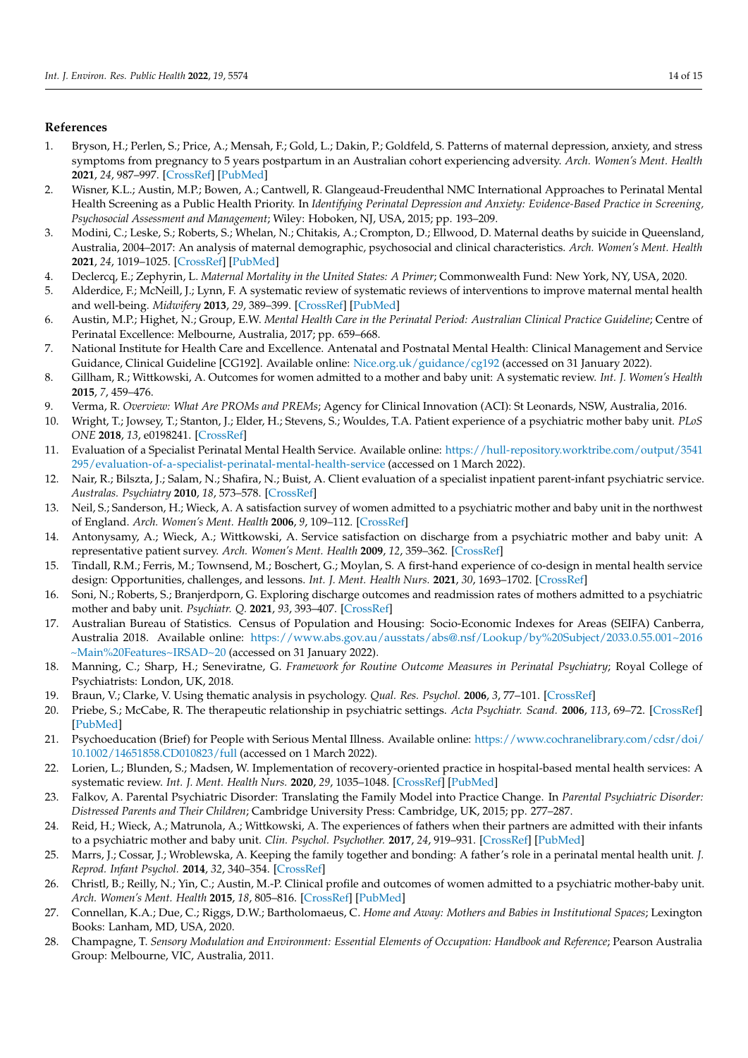## References

1. Bryson, H.; Perlen, S.; Price, A.; Mensah, F.; Gold, L.; Dakin, P.; Goldfeld, S. Patterns of maternal depression, anxiety, and stress symptoms from pregnancy to 5 years postpartum in an Australian cohort experiencing adversity. *Arch. Women's Ment. Health* **2021**, *24*, 987–997. [CrossRef] [PubMed]
2. Wisner, K.L.; Austin, M.P.; Bowen, A.; Cantwell, R. Glangeaud-Freudenthal NMC International Approaches to Perinatal Mental Health Screening as a Public Health Priority. In *Identifying Perinatal Depression and Anxiety: Evidence-Based Practice in Screening, Psychosocial Assessment and Management*; Wiley: Hoboken, NJ, USA, 2015; pp. 193–209.
3. Modini, C.; Leske, S.; Roberts, S.; Whelan, N.; Chitakis, A.; Crompton, D.; Ellwood, D. Maternal deaths by suicide in Queensland, Australia, 2004–2017: An analysis of maternal demographic, psychosocial and clinical characteristics. *Arch. Women's Ment. Health* **2021**, *24*, 1019–1025. [CrossRef] [PubMed]
4. Declercq, E.; Zephyrin, L. *Maternal Mortality in the United States: A Primer*; Commonwealth Fund: New York, NY, USA, 2020.
5. Alderdice, F.; McNeill, J.; Lynn, F. A systematic review of systematic reviews of interventions to improve maternal mental health and well-being. *Midwifery* **2013**, *29*, 389–399. [CrossRef] [PubMed]
6. Austin, M.P.; Highet, N.; Group, E.W. *Mental Health Care in the Perinatal Period: Australian Clinical Practice Guideline*; Centre of Perinatal Excellence: Melbourne, Australia, 2017; pp. 659–668.
7. National Institute for Health Care and Excellence. Antenatal and Postnatal Mental Health: Clinical Management and Service Guidance, Clinical Guideline [CG192]. Available online: Nice.org.uk/guidance/cg192 (accessed on 31 January 2022).
8. Gillham, R.; Wittkowski, A. Outcomes for women admitted to a mother and baby unit: A systematic review. *Int. J. Women's Health* **2015**, *7*, 459–476.
9. Verma, R. *Overview: What Are PROMs and PREMs*; Agency for Clinical Innovation (ACI): St Leonards, NSW, Australia, 2016.
10. Wright, T.; Jowsey, T.; Stanton, J.; Elder, H.; Stevens, S.; Wouldes, T.A. Patient experience of a psychiatric mother baby unit. *PLoS ONE* **2018**, *13*, e0198241. [CrossRef]
11. Evaluation of a Specialist Perinatal Mental Health Service. Available online: https://hull-repository.worktribe.com/output/3541295/evaluation-of-a-specialist-perinatal-mental-health-service (accessed on 1 March 2022).
12. Nair, R.; Bilszta, J.; Salam, N.; Shafira, N.; Buist, A. Client evaluation of a specialist inpatient parent-infant psychiatric service. *Australas. Psychiatry* **2010**, *18*, 573–578. [CrossRef]
13. Neil, S.; Sanderson, H.; Wieck, A. A satisfaction survey of women admitted to a psychiatric mother and baby unit in the northwest of England. *Arch. Women's Ment. Health* **2006**, *9*, 109–112. [CrossRef]
14. Antonysamy, A.; Wieck, A.; Wittkowski, A. Service satisfaction on discharge from a psychiatric mother and baby unit: A representative patient survey. *Arch. Women's Ment. Health* **2009**, *12*, 359–362. [CrossRef]
15. Tindall, R.M.; Ferris, M.; Townsend, M.; Boschert, G.; Moylan, S. A first-hand experience of co-design in mental health service design: Opportunities, challenges, and lessons. *Int. J. Ment. Health Nurs.* **2021**, *30*, 1693–1702. [CrossRef]
16. Soni, N.; Roberts, S.; Branjerdporn, G. Exploring discharge outcomes and readmission rates of mothers admitted to a psychiatric mother and baby unit. *Psychiatr. Q.* **2021**, *93*, 393–407. [CrossRef]
17. Australian Bureau of Statistics. Census of Population and Housing: Socio-Economic Indexes for Areas (SEIFA) Canberra, Australia 2018. Available online: https://www.abs.gov.au/ausstats/abs@.nsf/Lookup/by%20Subject/2033.0.55.001~2016~Main%20Features~IRSAD~20 (accessed on 31 January 2022).
18. Manning, C.; Sharp, H.; Seneviratne, G. *Framework for Routine Outcome Measures in Perinatal Psychiatry*; Royal College of Psychiatrists: London, UK, 2018.
19. Braun, V.; Clarke, V. Using thematic analysis in psychology. *Qual. Res. Psychol.* **2006**, *3*, 77–101. [CrossRef]
20. Priebe, S.; McCabe, R. The therapeutic relationship in psychiatric settings. *Acta Psychiatr. Scand.* **2006**, *113*, 69–72. [CrossRef] [PubMed]
21. Psychoeducation (Brief) for People with Serious Mental Illness. Available online: https://www.cochranelibrary.com/cdsr/doi/10.1002/14651858.CD010823/full (accessed on 1 March 2022).
22. Lorien, L.; Blunden, S.; Madsen, W. Implementation of recovery-oriented practice in hospital-based mental health services: A systematic review. *Int. J. Ment. Health Nurs.* **2020**, *29*, 1035–1048. [CrossRef] [PubMed]
23. Falkov, A. Parental Psychiatric Disorder: Translating the Family Model into Practice Change. In *Parental Psychiatric Disorder: Distressed Parents and Their Children*; Cambridge University Press: Cambridge, UK, 2015; pp. 277–287.
24. Reid, H.; Wieck, A.; Matrunola, A.; Wittkowski, A. The experiences of fathers when their partners are admitted with their infants to a psychiatric mother and baby unit. *Clin. Psychol. Psychother.* **2017**, *24*, 919–931. [CrossRef] [PubMed]
25. Marrs, J.; Cossar, J.; Wroblewska, A. Keeping the family together and bonding: A father's role in a perinatal mental health unit. *J. Reprod. Infant Psychol.* **2014**, *32*, 340–354. [CrossRef]
26. Christl, B.; Reilly, N.; Yin, C.; Austin, M.-P. Clinical profile and outcomes of women admitted to a psychiatric mother-baby unit. *Arch. Women's Ment. Health* **2015**, *18*, 805–816. [CrossRef] [PubMed]
27. Connellan, K.A.; Due, C.; Riggs, D.W.; Bartholomaeus, C. *Home and Away: Mothers and Babies in Institutional Spaces*; Lexington Books: Lanham, MD, USA, 2020.
28. Champagne, T. *Sensory Modulation and Environment: Essential Elements of Occupation: Handbook and Reference*; Pearson Australia Group: Melbourne, VIC, Australia, 2011.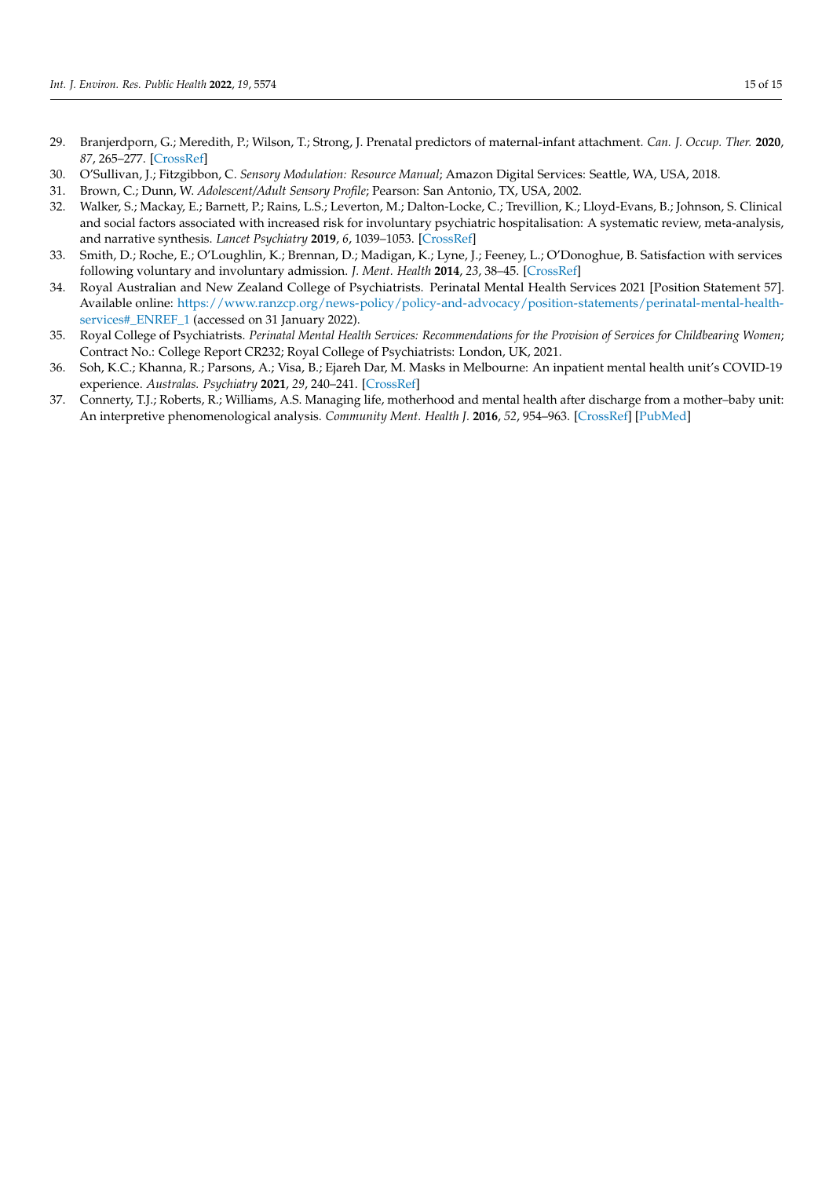29. Branjerdporn, G.; Meredith, P.; Wilson, T.; Strong, J. Prenatal predictors of maternal-infant attachment. *Can. J. Occup. Ther.* **2020**, *87*, 265–277. [CrossRef]
30. O'Sullivan, J.; Fitzgibbon, C. *Sensory Modulation: Resource Manual*; Amazon Digital Services: Seattle, WA, USA, 2018.
31. Brown, C.; Dunn, W. *Adolescent/Adult Sensory Profile*; Pearson: San Antonio, TX, USA, 2002.
32. Walker, S.; Mackay, E.; Barnett, P.; Rains, L.S.; Leverton, M.; Dalton-Locke, C.; Trevillion, K.; Lloyd-Evans, B.; Johnson, S. Clinical and social factors associated with increased risk for involuntary psychiatric hospitalisation: A systematic review, meta-analysis, and narrative synthesis. *Lancet Psychiatry* **2019**, *6*, 1039–1053. [CrossRef]
33. Smith, D.; Roche, E.; O'Loughlin, K.; Brennan, D.; Madigan, K.; Lyne, J.; Feeney, L.; O'Donoghue, B. Satisfaction with services following voluntary and involuntary admission. *J. Ment. Health* **2014**, *23*, 38–45. [CrossRef]
34. Royal Australian and New Zealand College of Psychiatrists. Perinatal Mental Health Services 2021 [Position Statement 57]. Available online: https://www.ranzcp.org/news-policy/policy-and-advocacy/position-statements/perinatal-mental-health-services#_ENREF_1 (accessed on 31 January 2022).
35. Royal College of Psychiatrists. *Perinatal Mental Health Services: Recommendations for the Provision of Services for Childbearing Women*; Contract No.: College Report CR232; Royal College of Psychiatrists: London, UK, 2021.
36. Soh, K.C.; Khanna, R.; Parsons, A.; Visa, B.; Ejareh Dar, M. Masks in Melbourne: An inpatient mental health unit's COVID-19 experience. *Australas. Psychiatry* **2021**, *29*, 240–241. [CrossRef]
37. Connerty, T.J.; Roberts, R.; Williams, A.S. Managing life, motherhood and mental health after discharge from a mother–baby unit: An interpretive phenomenological analysis. *Community Ment. Health J.* **2016**, *52*, 954–963. [CrossRef] [PubMed]